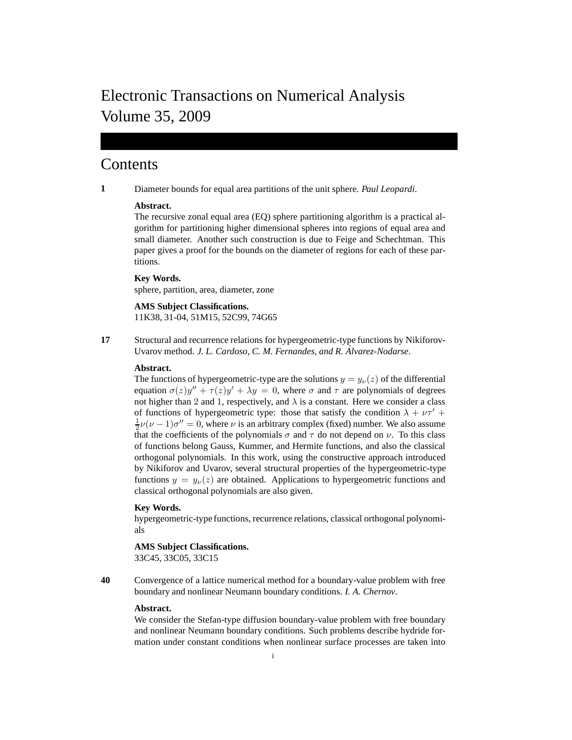# Electronic Transactions on Numerical Analysis
# Volume 35, 2009

## Contents

**1** Diameter bounds for equal area partitions of the unit sphere. *Paul Leopardi*.

**Abstract.**
The recursive zonal equal area (EQ) sphere partitioning algorithm is a practical algorithm for partitioning higher dimensional spheres into regions of equal area and small diameter. Another such construction is due to Feige and Schechtman. This paper gives a proof for the bounds on the diameter of regions for each of these partitions.

**Key Words.**
sphere, partition, area, diameter, zone

**AMS Subject Classifications.**
11K38, 31-04, 51M15, 52C99, 74G65

**17** Structural and recurrence relations for hypergeometric-type functions by Nikiforov-Uvarov method. *J. L. Cardoso, C. M. Fernandes, and R. Álvarez-Nodarse*.

**Abstract.**
The functions of hypergeometric-type are the solutions $y = y_\nu(z)$ of the differential equation $\sigma(z)y'' + \tau(z)y' + \lambda y = 0$, where $\sigma$ and $\tau$ are polynomials of degrees not higher than 2 and 1, respectively, and $\lambda$ is a constant. Here we consider a class of functions of hypergeometric type: those that satisfy the condition $\lambda + \nu\tau' + \frac{1}{2}\nu(\nu-1)\sigma'' = 0$, where $\nu$ is an arbitrary complex (fixed) number. We also assume that the coefficients of the polynomials $\sigma$ and $\tau$ do not depend on $\nu$. To this class of functions belong Gauss, Kummer, and Hermite functions, and also the classical orthogonal polynomials. In this work, using the constructive approach introduced by Nikiforov and Uvarov, several structural properties of the hypergeometric-type functions $y = y_\nu(z)$ are obtained. Applications to hypergeometric functions and classical orthogonal polynomials are also given.

**Key Words.**
hypergeometric-type functions, recurrence relations, classical orthogonal polynomials

**AMS Subject Classifications.**
33C45, 33C05, 33C15

**40** Convergence of a lattice numerical method for a boundary-value problem with free boundary and nonlinear Neumann boundary conditions. *I. A. Chernov*.

**Abstract.**
We consider the Stefan-type diffusion boundary-value problem with free boundary and nonlinear Neumann boundary conditions. Such problems describe hydride formation under constant conditions when nonlinear surface processes are taken into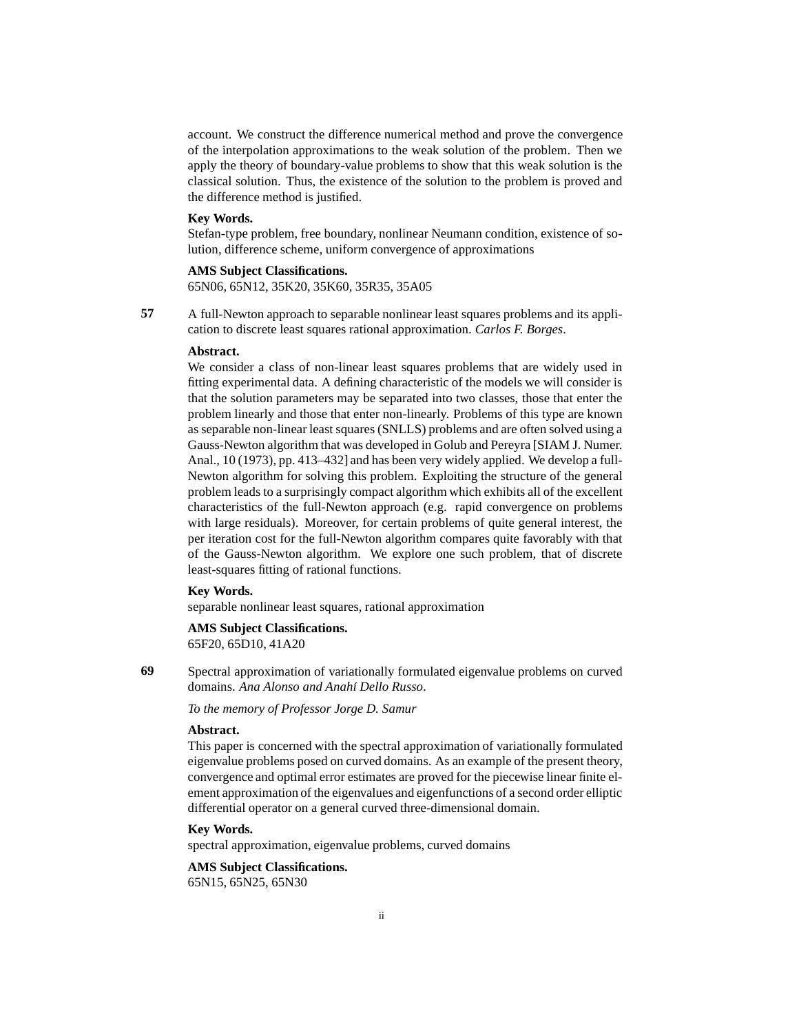account. We construct the difference numerical method and prove the convergence of the interpolation approximations to the weak solution of the problem. Then we apply the theory of boundary-value problems to show that this weak solution is the classical solution. Thus, the existence of the solution to the problem is proved and the difference method is justified.

**Key Words.**
Stefan-type problem, free boundary, nonlinear Neumann condition, existence of solution, difference scheme, uniform convergence of approximations

**AMS Subject Classifications.**
65N06, 65N12, 35K20, 35K60, 35R35, 35A05

**57** A full-Newton approach to separable nonlinear least squares problems and its application to discrete least squares rational approximation. *Carlos F. Borges*.

**Abstract.**
We consider a class of non-linear least squares problems that are widely used in fitting experimental data. A defining characteristic of the models we will consider is that the solution parameters may be separated into two classes, those that enter the problem linearly and those that enter non-linearly. Problems of this type are known as separable non-linear least squares (SNLLS) problems and are often solved using a Gauss-Newton algorithm that was developed in Golub and Pereyra [SIAM J. Numer. Anal., 10 (1973), pp. 413–432] and has been very widely applied. We develop a full-Newton algorithm for solving this problem. Exploiting the structure of the general problem leads to a surprisingly compact algorithm which exhibits all of the excellent characteristics of the full-Newton approach (e.g. rapid convergence on problems with large residuals). Moreover, for certain problems of quite general interest, the per iteration cost for the full-Newton algorithm compares quite favorably with that of the Gauss-Newton algorithm. We explore one such problem, that of discrete least-squares fitting of rational functions.

**Key Words.**
separable nonlinear least squares, rational approximation

**AMS Subject Classifications.**
65F20, 65D10, 41A20

**69** Spectral approximation of variationally formulated eigenvalue problems on curved domains. *Ana Alonso and Anahí Dello Russo*.

*To the memory of Professor Jorge D. Samur*

**Abstract.**
This paper is concerned with the spectral approximation of variationally formulated eigenvalue problems posed on curved domains. As an example of the present theory, convergence and optimal error estimates are proved for the piecewise linear finite element approximation of the eigenvalues and eigenfunctions of a second order elliptic differential operator on a general curved three-dimensional domain.

**Key Words.**
spectral approximation, eigenvalue problems, curved domains

**AMS Subject Classifications.**
65N15, 65N25, 65N30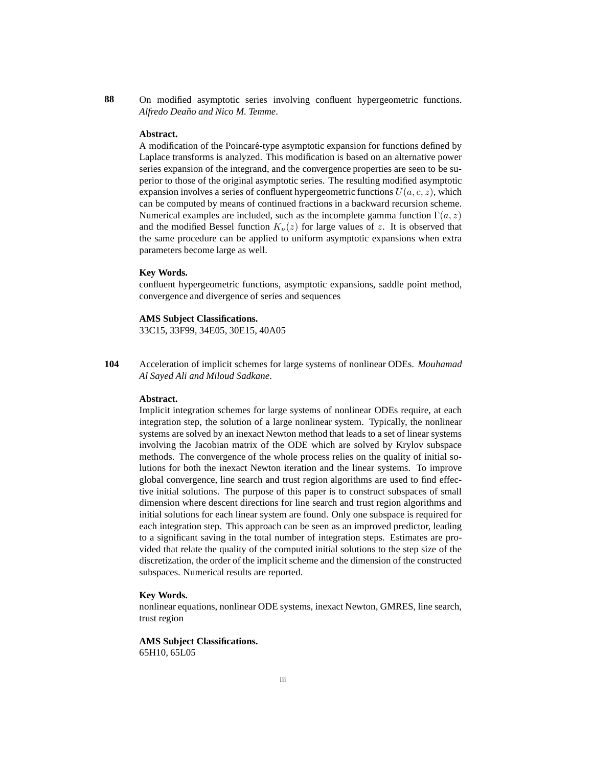**88** On modified asymptotic series involving confluent hypergeometric functions. *Alfredo Deaño and Nico M. Temme*.

**Abstract.**

A modification of the Poincaré-type asymptotic expansion for functions defined by Laplace transforms is analyzed. This modification is based on an alternative power series expansion of the integrand, and the convergence properties are seen to be superior to those of the original asymptotic series. The resulting modified asymptotic expansion involves a series of confluent hypergeometric functions $U(a, c, z)$, which can be computed by means of continued fractions in a backward recursion scheme. Numerical examples are included, such as the incomplete gamma function $\Gamma(a, z)$ and the modified Bessel function $K_\nu(z)$ for large values of $z$. It is observed that the same procedure can be applied to uniform asymptotic expansions when extra parameters become large as well.

**Key Words.**

confluent hypergeometric functions, asymptotic expansions, saddle point method, convergence and divergence of series and sequences

**AMS Subject Classifications.**

33C15, 33F99, 34E05, 30E15, 40A05

**104** Acceleration of implicit schemes for large systems of nonlinear ODEs. *Mouhamad Al Sayed Ali and Miloud Sadkane*.

**Abstract.**

Implicit integration schemes for large systems of nonlinear ODEs require, at each integration step, the solution of a large nonlinear system. Typically, the nonlinear systems are solved by an inexact Newton method that leads to a set of linear systems involving the Jacobian matrix of the ODE which are solved by Krylov subspace methods. The convergence of the whole process relies on the quality of initial solutions for both the inexact Newton iteration and the linear systems. To improve global convergence, line search and trust region algorithms are used to find effective initial solutions. The purpose of this paper is to construct subspaces of small dimension where descent directions for line search and trust region algorithms and initial solutions for each linear system are found. Only one subspace is required for each integration step. This approach can be seen as an improved predictor, leading to a significant saving in the total number of integration steps. Estimates are provided that relate the quality of the computed initial solutions to the step size of the discretization, the order of the implicit scheme and the dimension of the constructed subspaces. Numerical results are reported.

**Key Words.**

nonlinear equations, nonlinear ODE systems, inexact Newton, GMRES, line search, trust region

**AMS Subject Classifications.**

65H10, 65L05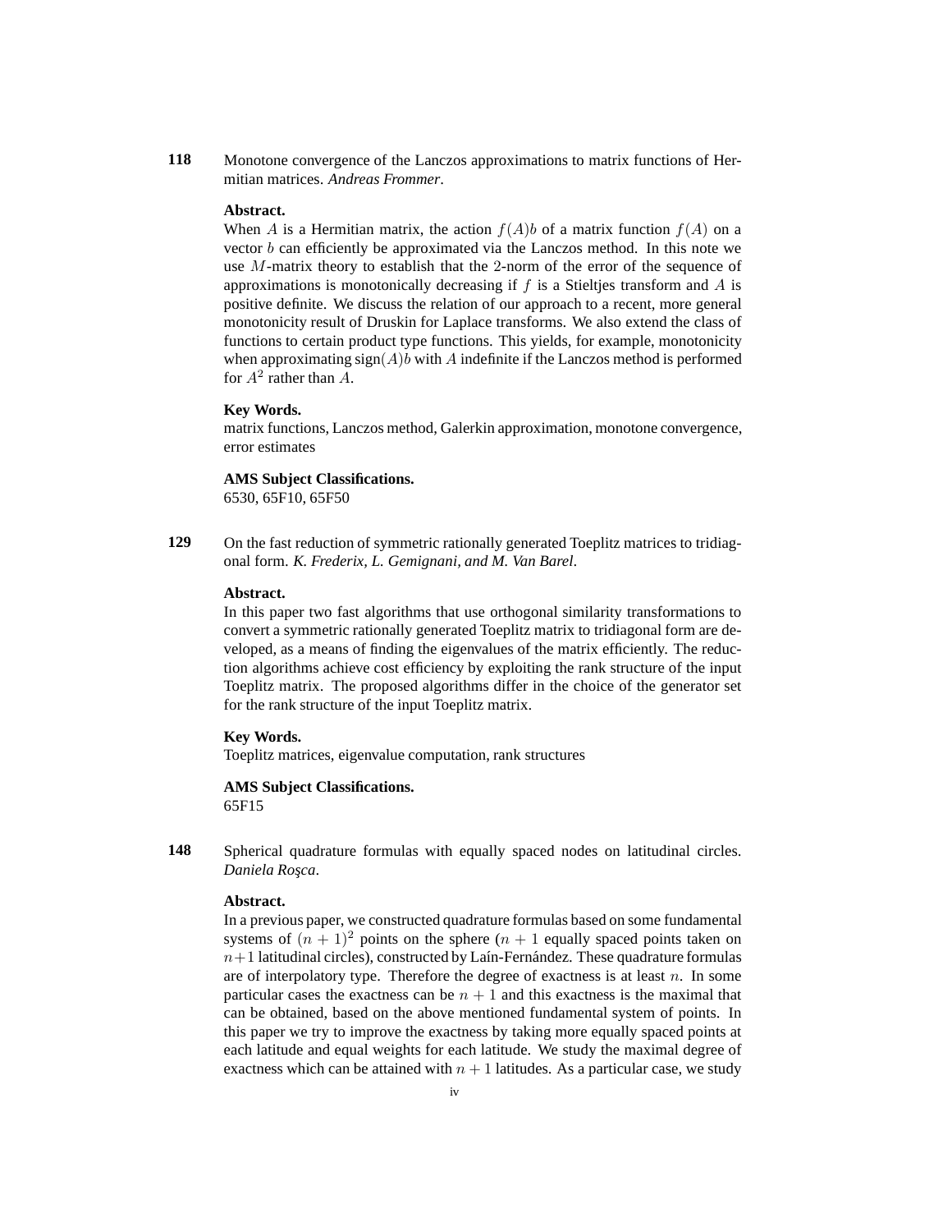**118** Monotone convergence of the Lanczos approximations to matrix functions of Hermitian matrices. *Andreas Frommer*.

**Abstract.**
When $A$ is a Hermitian matrix, the action $f(A)b$ of a matrix function $f(A)$ on a vector $b$ can efficiently be approximated via the Lanczos method. In this note we use $M$-matrix theory to establish that the 2-norm of the error of the sequence of approximations is monotonically decreasing if $f$ is a Stieltjes transform and $A$ is positive definite. We discuss the relation of our approach to a recent, more general monotonicity result of Druskin for Laplace transforms. We also extend the class of functions to certain product type functions. This yields, for example, monotonicity when approximating $\text{sign}(A)b$ with $A$ indefinite if the Lanczos method is performed for $A^2$ rather than $A$.

**Key Words.**
matrix functions, Lanczos method, Galerkin approximation, monotone convergence, error estimates

**AMS Subject Classifications.**
6530, 65F10, 65F50

**129** On the fast reduction of symmetric rationally generated Toeplitz matrices to tridiagonal form. *K. Frederix, L. Gemignani, and M. Van Barel*.

**Abstract.**
In this paper two fast algorithms that use orthogonal similarity transformations to convert a symmetric rationally generated Toeplitz matrix to tridiagonal form are developed, as a means of finding the eigenvalues of the matrix efficiently. The reduction algorithms achieve cost efficiency by exploiting the rank structure of the input Toeplitz matrix. The proposed algorithms differ in the choice of the generator set for the rank structure of the input Toeplitz matrix.

**Key Words.**
Toeplitz matrices, eigenvalue computation, rank structures

**AMS Subject Classifications.**
65F15

**148** Spherical quadrature formulas with equally spaced nodes on latitudinal circles. *Daniela Roşca*.

**Abstract.**
In a previous paper, we constructed quadrature formulas based on some fundamental systems of $(n+1)^2$ points on the sphere ($n+1$ equally spaced points taken on $n+1$ latitudinal circles), constructed by Laín-Fernández. These quadrature formulas are of interpolatory type. Therefore the degree of exactness is at least $n$. In some particular cases the exactness can be $n+1$ and this exactness is the maximal that can be obtained, based on the above mentioned fundamental system of points. In this paper we try to improve the exactness by taking more equally spaced points at each latitude and equal weights for each latitude. We study the maximal degree of exactness which can be attained with $n+1$ latitudes. As a particular case, we study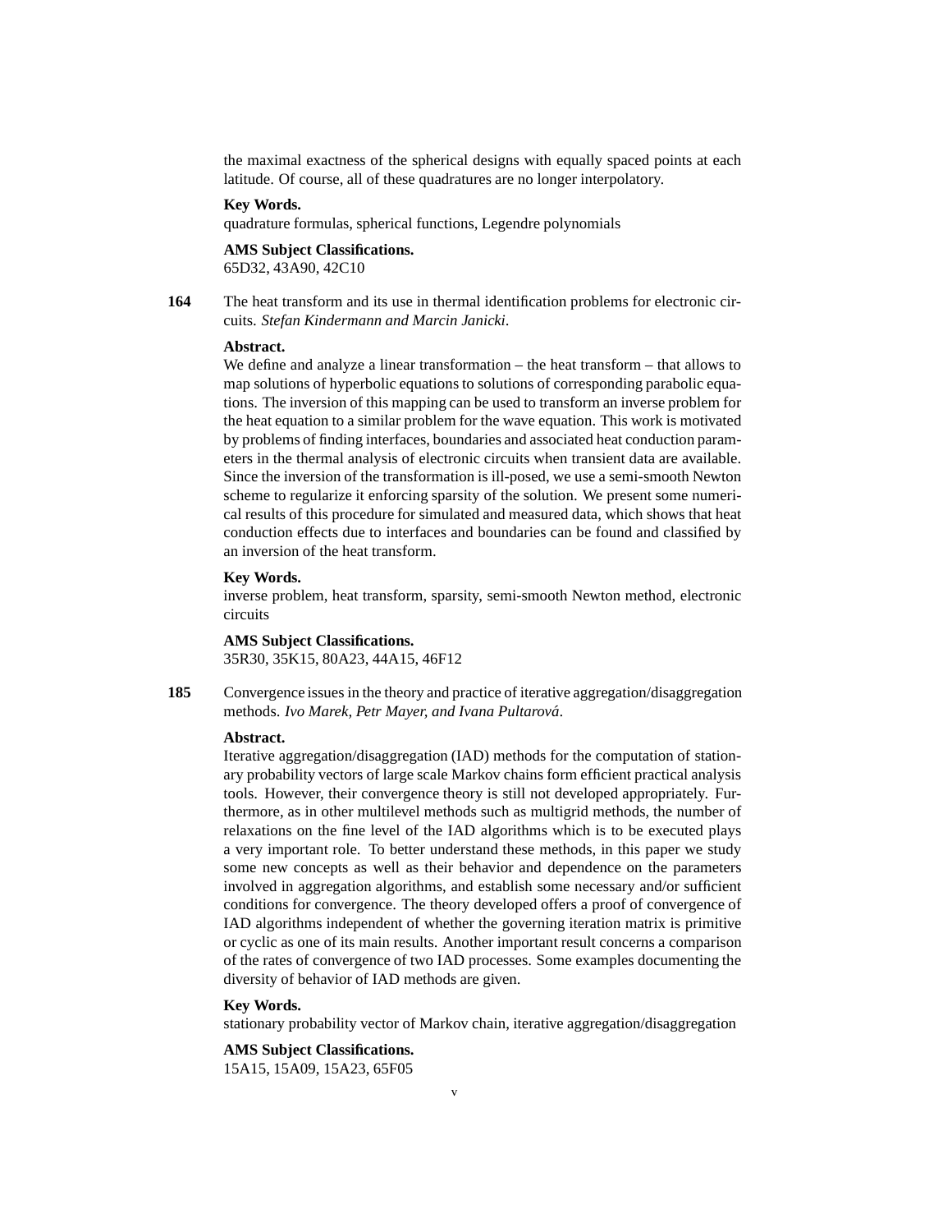the maximal exactness of the spherical designs with equally spaced points at each latitude. Of course, all of these quadratures are no longer interpolatory.

**Key Words.**
quadrature formulas, spherical functions, Legendre polynomials

**AMS Subject Classifications.**
65D32, 43A90, 42C10

**164** The heat transform and its use in thermal identification problems for electronic circuits. *Stefan Kindermann and Marcin Janicki*.

**Abstract.**
We define and analyze a linear transformation – the heat transform – that allows to map solutions of hyperbolic equations to solutions of corresponding parabolic equations. The inversion of this mapping can be used to transform an inverse problem for the heat equation to a similar problem for the wave equation. This work is motivated by problems of finding interfaces, boundaries and associated heat conduction parameters in the thermal analysis of electronic circuits when transient data are available. Since the inversion of the transformation is ill-posed, we use a semi-smooth Newton scheme to regularize it enforcing sparsity of the solution. We present some numerical results of this procedure for simulated and measured data, which shows that heat conduction effects due to interfaces and boundaries can be found and classified by an inversion of the heat transform.

**Key Words.**
inverse problem, heat transform, sparsity, semi-smooth Newton method, electronic circuits

**AMS Subject Classifications.**
35R30, 35K15, 80A23, 44A15, 46F12

**185** Convergence issues in the theory and practice of iterative aggregation/disaggregation methods. *Ivo Marek, Petr Mayer, and Ivana Pultarová*.

**Abstract.**
Iterative aggregation/disaggregation (IAD) methods for the computation of stationary probability vectors of large scale Markov chains form efficient practical analysis tools. However, their convergence theory is still not developed appropriately. Furthermore, as in other multilevel methods such as multigrid methods, the number of relaxations on the fine level of the IAD algorithms which is to be executed plays a very important role. To better understand these methods, in this paper we study some new concepts as well as their behavior and dependence on the parameters involved in aggregation algorithms, and establish some necessary and/or sufficient conditions for convergence. The theory developed offers a proof of convergence of IAD algorithms independent of whether the governing iteration matrix is primitive or cyclic as one of its main results. Another important result concerns a comparison of the rates of convergence of two IAD processes. Some examples documenting the diversity of behavior of IAD methods are given.

**Key Words.**
stationary probability vector of Markov chain, iterative aggregation/disaggregation

**AMS Subject Classifications.**
15A15, 15A09, 15A23, 65F05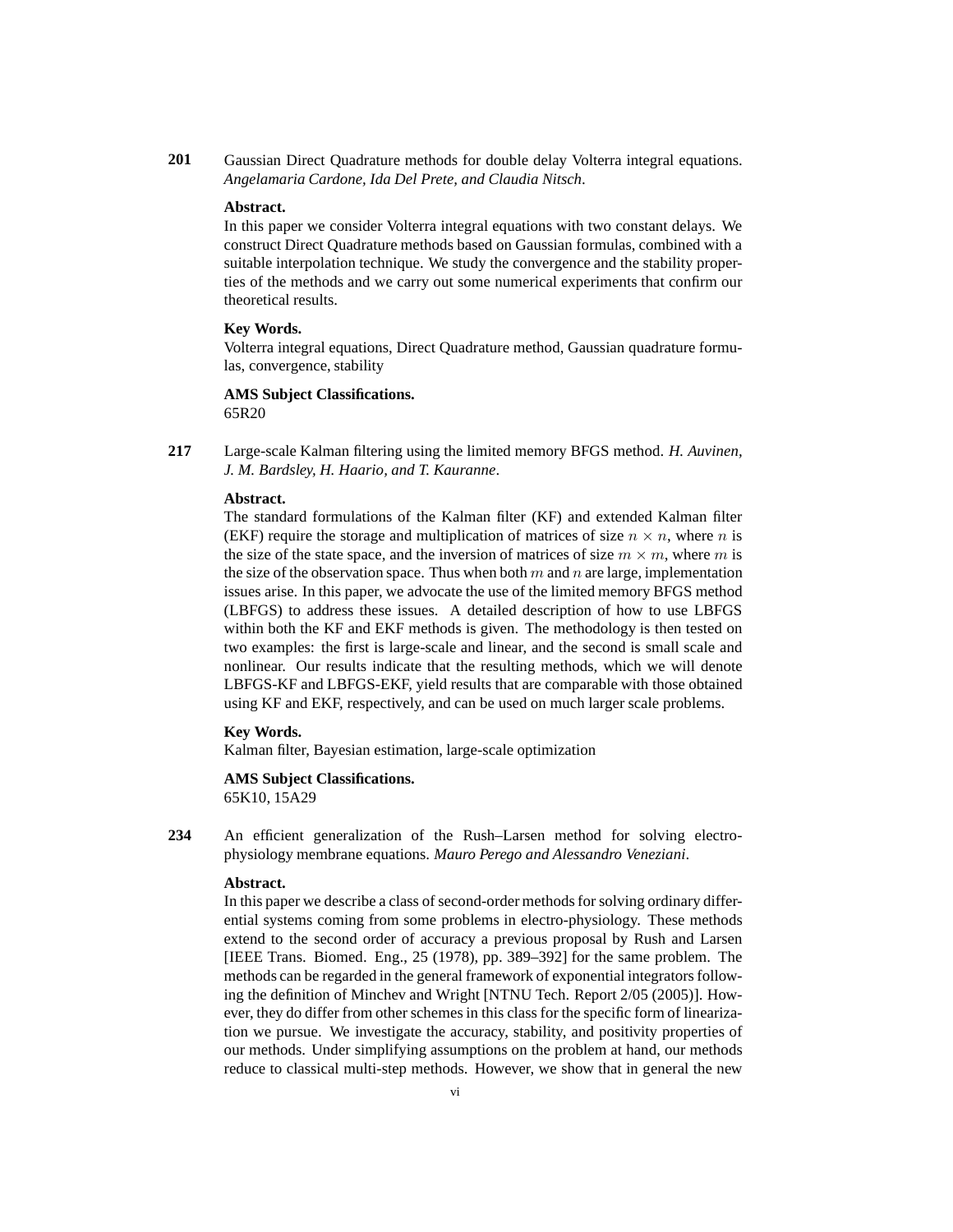**201** Gaussian Direct Quadrature methods for double delay Volterra integral equations. *Angelamaria Cardone, Ida Del Prete, and Claudia Nitsch*.

**Abstract.**
In this paper we consider Volterra integral equations with two constant delays. We construct Direct Quadrature methods based on Gaussian formulas, combined with a suitable interpolation technique. We study the convergence and the stability properties of the methods and we carry out some numerical experiments that confirm our theoretical results.

**Key Words.**
Volterra integral equations, Direct Quadrature method, Gaussian quadrature formulas, convergence, stability

**AMS Subject Classifications.**
65R20

**217** Large-scale Kalman filtering using the limited memory BFGS method. *H. Auvinen, J. M. Bardsley, H. Haario, and T. Kauranne*.

**Abstract.**
The standard formulations of the Kalman filter (KF) and extended Kalman filter (EKF) require the storage and multiplication of matrices of size $n \times n$, where $n$ is the size of the state space, and the inversion of matrices of size $m \times m$, where $m$ is the size of the observation space. Thus when both $m$ and $n$ are large, implementation issues arise. In this paper, we advocate the use of the limited memory BFGS method (LBFGS) to address these issues. A detailed description of how to use LBFGS within both the KF and EKF methods is given. The methodology is then tested on two examples: the first is large-scale and linear, and the second is small scale and nonlinear. Our results indicate that the resulting methods, which we will denote LBFGS-KF and LBFGS-EKF, yield results that are comparable with those obtained using KF and EKF, respectively, and can be used on much larger scale problems.

**Key Words.**
Kalman filter, Bayesian estimation, large-scale optimization

**AMS Subject Classifications.**
65K10, 15A29

**234** An efficient generalization of the Rush–Larsen method for solving electro-physiology membrane equations. *Mauro Perego and Alessandro Veneziani*.

**Abstract.**
In this paper we describe a class of second-order methods for solving ordinary differential systems coming from some problems in electro-physiology. These methods extend to the second order of accuracy a previous proposal by Rush and Larsen [IEEE Trans. Biomed. Eng., 25 (1978), pp. 389–392] for the same problem. The methods can be regarded in the general framework of exponential integrators following the definition of Minchev and Wright [NTNU Tech. Report 2/05 (2005)]. However, they do differ from other schemes in this class for the specific form of linearization we pursue. We investigate the accuracy, stability, and positivity properties of our methods. Under simplifying assumptions on the problem at hand, our methods reduce to classical multi-step methods. However, we show that in general the new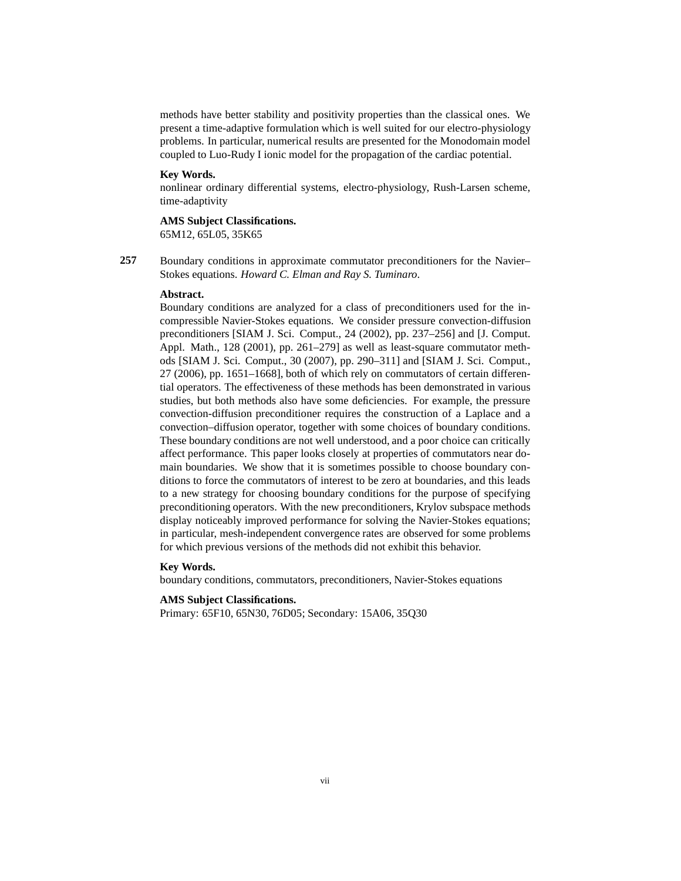methods have better stability and positivity properties than the classical ones. We present a time-adaptive formulation which is well suited for our electro-physiology problems. In particular, numerical results are presented for the Monodomain model coupled to Luo-Rudy I ionic model for the propagation of the cardiac potential.

**Key Words.**
nonlinear ordinary differential systems, electro-physiology, Rush-Larsen scheme, time-adaptivity

**AMS Subject Classifications.**
65M12, 65L05, 35K65

**257** Boundary conditions in approximate commutator preconditioners for the Navier–Stokes equations. *Howard C. Elman and Ray S. Tuminaro*.

**Abstract.**
Boundary conditions are analyzed for a class of preconditioners used for the incompressible Navier-Stokes equations. We consider pressure convection-diffusion preconditioners [SIAM J. Sci. Comput., 24 (2002), pp. 237–256] and [J. Comput. Appl. Math., 128 (2001), pp. 261–279] as well as least-square commutator methods [SIAM J. Sci. Comput., 30 (2007), pp. 290–311] and [SIAM J. Sci. Comput., 27 (2006), pp. 1651–1668], both of which rely on commutators of certain differential operators. The effectiveness of these methods has been demonstrated in various studies, but both methods also have some deficiencies. For example, the pressure convection-diffusion preconditioner requires the construction of a Laplace and a convection–diffusion operator, together with some choices of boundary conditions. These boundary conditions are not well understood, and a poor choice can critically affect performance. This paper looks closely at properties of commutators near domain boundaries. We show that it is sometimes possible to choose boundary conditions to force the commutators of interest to be zero at boundaries, and this leads to a new strategy for choosing boundary conditions for the purpose of specifying preconditioning operators. With the new preconditioners, Krylov subspace methods display noticeably improved performance for solving the Navier-Stokes equations; in particular, mesh-independent convergence rates are observed for some problems for which previous versions of the methods did not exhibit this behavior.

**Key Words.**
boundary conditions, commutators, preconditioners, Navier-Stokes equations

**AMS Subject Classifications.**
Primary: 65F10, 65N30, 76D05; Secondary: 15A06, 35Q30